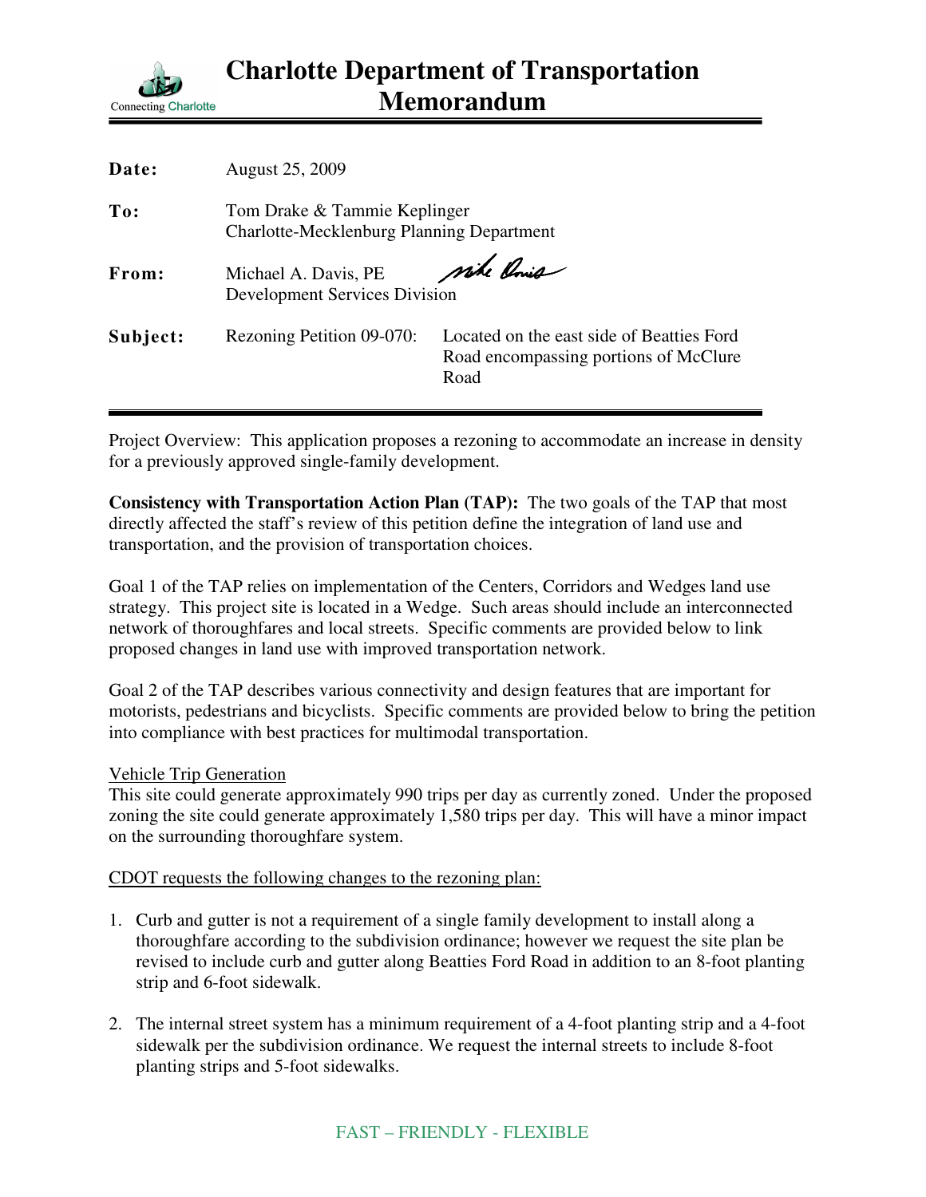# Charlotte Department of Transportation Memorandum

| | |
|---|---|
| **Date:** | August 25, 2009 |
| **To:** | Tom Drake & Tammie Keplinger<br>Charlotte-Mecklenburg Planning Department |
| **From:** | Michael A. Davis, PE<br>Development Services Division |
| **Subject:** | Rezoning Petition 09-070: Located on the east side of Beatties Ford Road encompassing portions of McClure Road |

Project Overview: This application proposes a rezoning to accommodate an increase in density for a previously approved single-family development.

**Consistency with Transportation Action Plan (TAP):** The two goals of the TAP that most directly affected the staff's review of this petition define the integration of land use and transportation, and the provision of transportation choices.

Goal 1 of the TAP relies on implementation of the Centers, Corridors and Wedges land use strategy. This project site is located in a Wedge. Such areas should include an interconnected network of thoroughfares and local streets. Specific comments are provided below to link proposed changes in land use with improved transportation network.

Goal 2 of the TAP describes various connectivity and design features that are important for motorists, pedestrians and bicyclists. Specific comments are provided below to bring the petition into compliance with best practices for multimodal transportation.

Vehicle Trip Generation

This site could generate approximately 990 trips per day as currently zoned. Under the proposed zoning the site could generate approximately 1,580 trips per day. This will have a minor impact on the surrounding thoroughfare system.

CDOT requests the following changes to the rezoning plan:

1. Curb and gutter is not a requirement of a single family development to install along a thoroughfare according to the subdivision ordinance; however we request the site plan be revised to include curb and gutter along Beatties Ford Road in addition to an 8-foot planting strip and 6-foot sidewalk.
2. The internal street system has a minimum requirement of a 4-foot planting strip and a 4-foot sidewalk per the subdivision ordinance. We request the internal streets to include 8-foot planting strips and 5-foot sidewalks.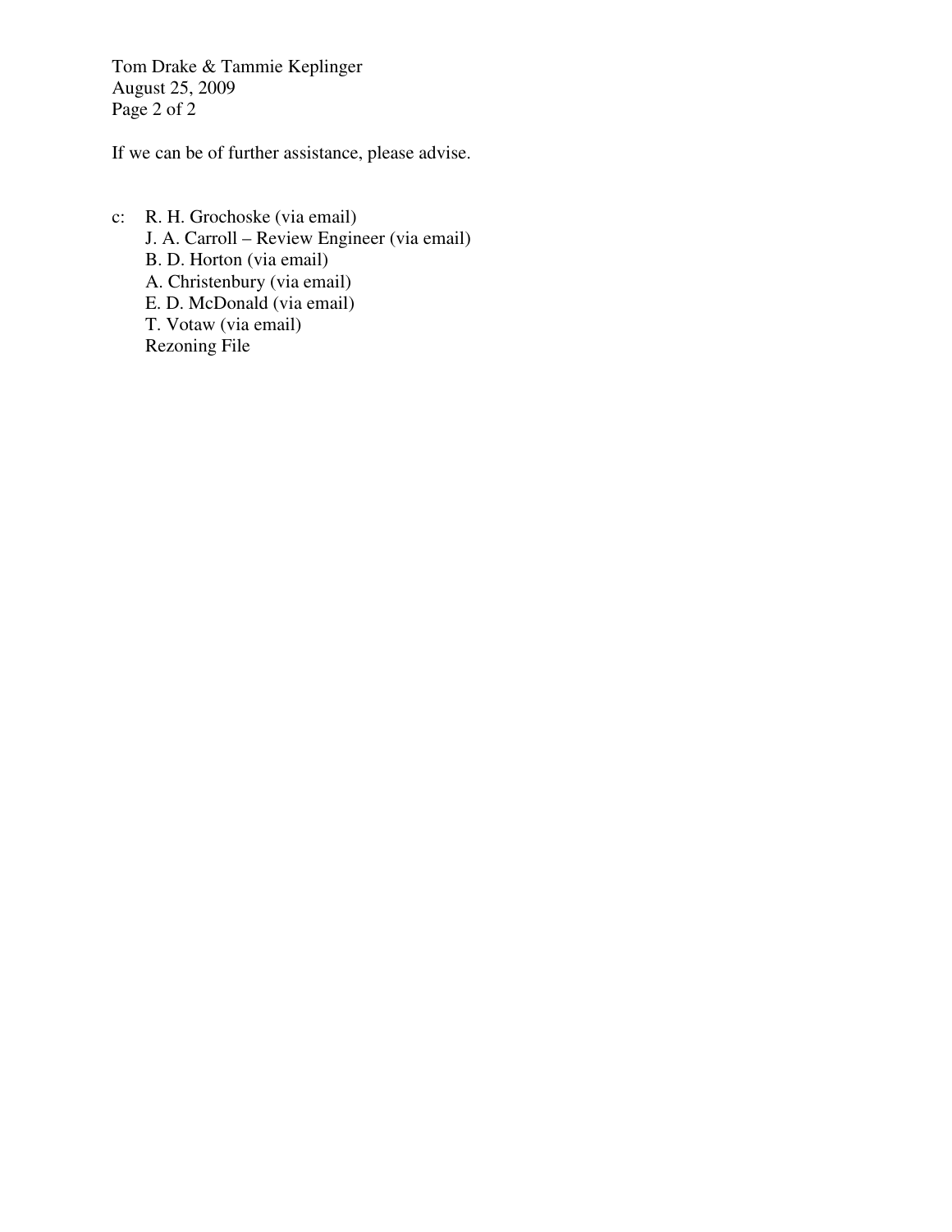If we can be of further assistance, please advise.

c: R. H. Grochoske (via email)
J. A. Carroll – Review Engineer (via email)
B. D. Horton (via email)
A. Christenbury (via email)
E. D. McDonald (via email)
T. Votaw (via email)
Rezoning File